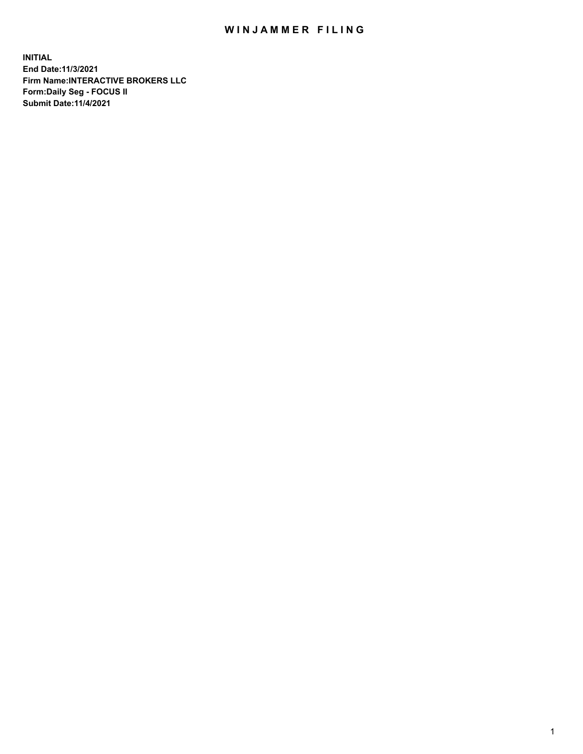# WINJAMMER FILING

**INITIAL**
**End Date:11/3/2021**
**Firm Name:INTERACTIVE BROKERS LLC**
**Form:Daily Seg - FOCUS II**
**Submit Date:11/4/2021**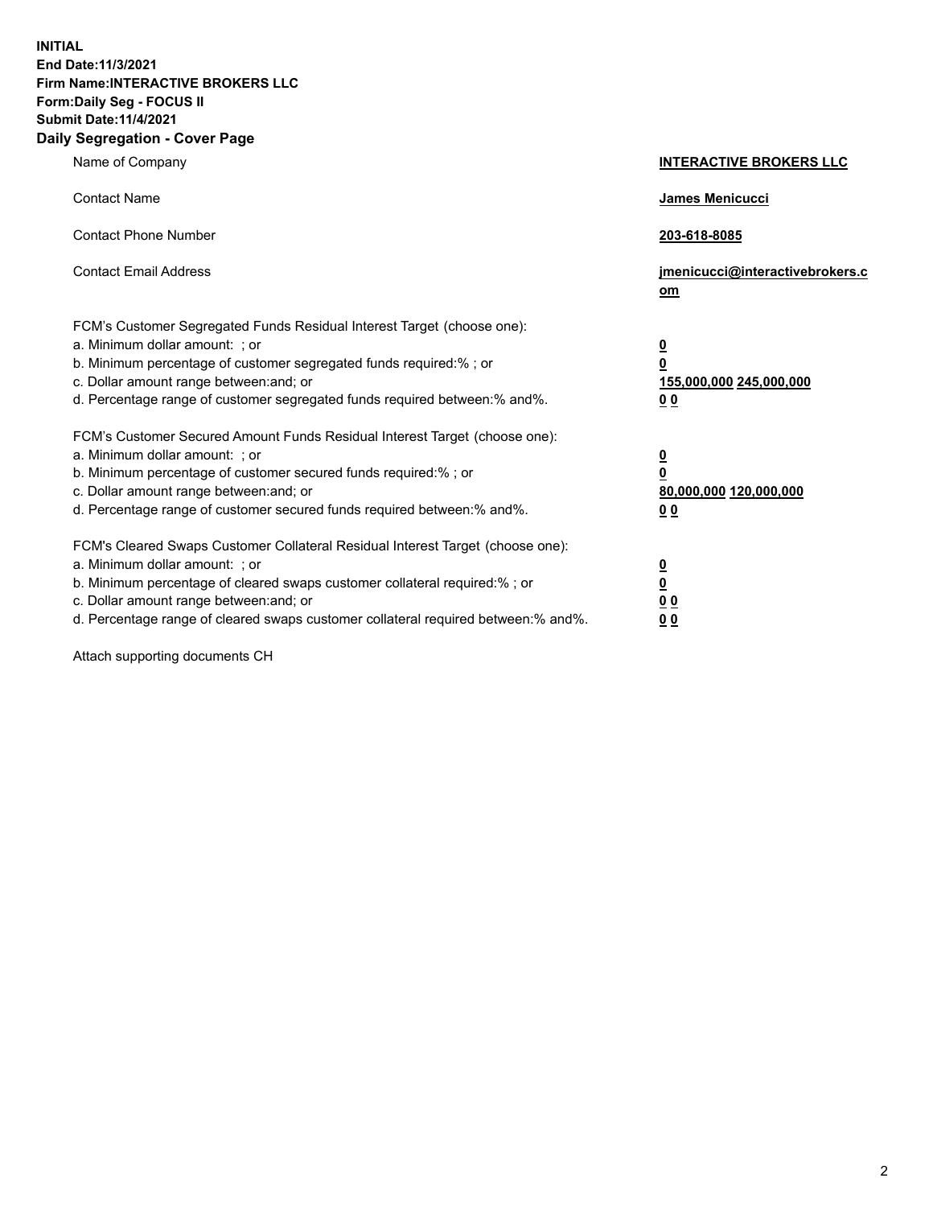**INITIAL**
**End Date:11/3/2021**
**Firm Name:INTERACTIVE BROKERS LLC**
**Form:Daily Seg - FOCUS II**
**Submit Date:11/4/2021**

## Daily Segregation - Cover Page

| | |
|---|---|
| Name of Company | **INTERACTIVE BROKERS LLC** |
| Contact Name | **James Menicucci** |
| Contact Phone Number | **203-618-8085** |
| Contact Email Address | **jmenicucci@interactivebrokers.com** |

| | |
|---|---|
| FCM's Customer Segregated Funds Residual Interest Target (choose one): | |
| a. Minimum dollar amount: ; or | **0** |
| b. Minimum percentage of customer segregated funds required:% ; or | **0** |
| c. Dollar amount range between:and; or | **155,000,000** **245,000,000** |
| d. Percentage range of customer segregated funds required between:% and%. | **0** **0** |
| FCM's Customer Secured Amount Funds Residual Interest Target (choose one): | |
| a. Minimum dollar amount: ; or | **0** |
| b. Minimum percentage of customer secured funds required:% ; or | **0** |
| c. Dollar amount range between:and; or | **80,000,000** **120,000,000** |
| d. Percentage range of customer secured funds required between:% and%. | **0** **0** |
| FCM's Cleared Swaps Customer Collateral Residual Interest Target (choose one): | |
| a. Minimum dollar amount: ; or | **0** |
| b. Minimum percentage of cleared swaps customer collateral required:% ; or | **0** |
| c. Dollar amount range between:and; or | **0** **0** |
| d. Percentage range of cleared swaps customer collateral required between:% and%. | **0** **0** |

Attach supporting documents CH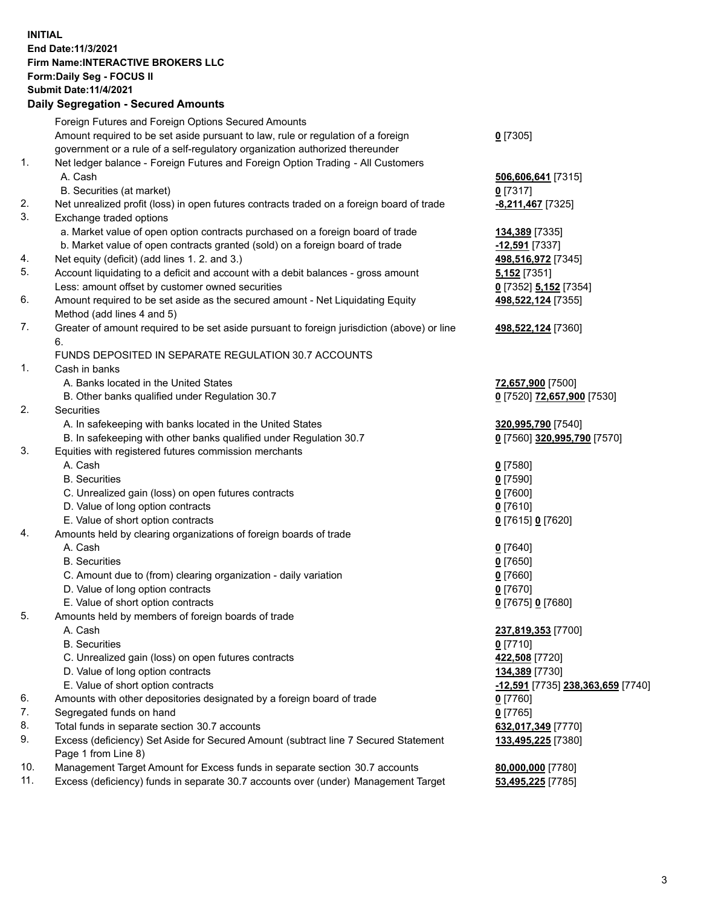**INITIAL**
**End Date:11/3/2021**
**Firm Name:INTERACTIVE BROKERS LLC**
**Form:Daily Seg - FOCUS II**
**Submit Date:11/4/2021**

**Daily Segregation - Secured Amounts**

| | | |
|---|---|---|
| | Foreign Futures and Foreign Options Secured Amounts | |
| | Amount required to be set aside pursuant to law, rule or regulation of a foreign government or a rule of a self-regulatory organization authorized thereunder | **0** [7305] |
| 1. | Net ledger balance - Foreign Futures and Foreign Option Trading - All Customers | |
| | A. Cash | **506,606,641** [7315] |
| | B. Securities (at market) | **0** [7317] |
| 2. | Net unrealized profit (loss) in open futures contracts traded on a foreign board of trade | **-8,211,467** [7325] |
| 3. | Exchange traded options | |
| | a. Market value of open option contracts purchased on a foreign board of trade | **134,389** [7335] |
| | b. Market value of open contracts granted (sold) on a foreign board of trade | **-12,591** [7337] |
| 4. | Net equity (deficit) (add lines 1. 2. and 3.) | **498,516,972** [7345] |
| 5. | Account liquidating to a deficit and account with a debit balances - gross amount | **5,152** [7351] |
| | Less: amount offset by customer owned securities | **0** [7352] **5,152** [7354] |
| 6. | Amount required to be set aside as the secured amount - Net Liquidating Equity Method (add lines 4 and 5) | **498,522,124** [7355] |
| 7. | Greater of amount required to be set aside pursuant to foreign jurisdiction (above) or line 6. | **498,522,124** [7360] |
| | FUNDS DEPOSITED IN SEPARATE REGULATION 30.7 ACCOUNTS | |
| 1. | Cash in banks | |
| | A. Banks located in the United States | **72,657,900** [7500] |
| | B. Other banks qualified under Regulation 30.7 | **0** [7520] **72,657,900** [7530] |
| 2. | Securities | |
| | A. In safekeeping with banks located in the United States | **320,995,790** [7540] |
| | B. In safekeeping with other banks qualified under Regulation 30.7 | **0** [7560] **320,995,790** [7570] |
| 3. | Equities with registered futures commission merchants | |
| | A. Cash | **0** [7580] |
| | B. Securities | **0** [7590] |
| | C. Unrealized gain (loss) on open futures contracts | **0** [7600] |
| | D. Value of long option contracts | **0** [7610] |
| | E. Value of short option contracts | **0** [7615] **0** [7620] |
| 4. | Amounts held by clearing organizations of foreign boards of trade | |
| | A. Cash | **0** [7640] |
| | B. Securities | **0** [7650] |
| | C. Amount due to (from) clearing organization - daily variation | **0** [7660] |
| | D. Value of long option contracts | **0** [7670] |
| | E. Value of short option contracts | **0** [7675] **0** [7680] |
| 5. | Amounts held by members of foreign boards of trade | |
| | A. Cash | **237,819,353** [7700] |
| | B. Securities | **0** [7710] |
| | C. Unrealized gain (loss) on open futures contracts | **422,508** [7720] |
| | D. Value of long option contracts | **134,389** [7730] |
| | E. Value of short option contracts | **-12,591** [7735] **238,363,659** [7740] |
| 6. | Amounts with other depositories designated by a foreign board of trade | **0** [7760] |
| 7. | Segregated funds on hand | **0** [7765] |
| 8. | Total funds in separate section 30.7 accounts | **632,017,349** [7770] |
| 9. | Excess (deficiency) Set Aside for Secured Amount (subtract line 7 Secured Statement Page 1 from Line 8) | **133,495,225** [7380] |
| 10. | Management Target Amount for Excess funds in separate section 30.7 accounts | **80,000,000** [7780] |
| 11. | Excess (deficiency) funds in separate 30.7 accounts over (under) Management Target | **53,495,225** [7785] |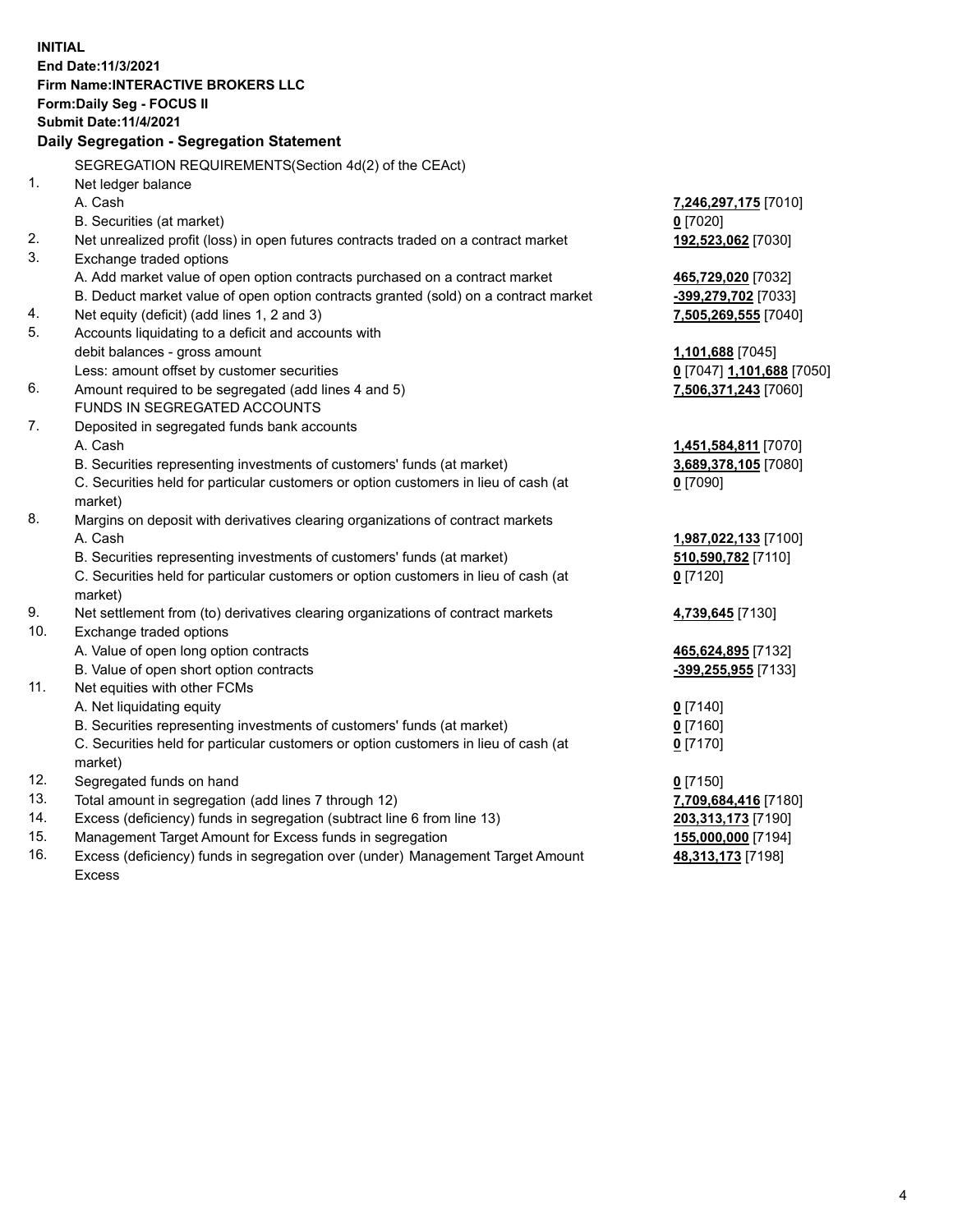**INITIAL**
**End Date:11/3/2021**
**Firm Name:INTERACTIVE BROKERS LLC**
**Form:Daily Seg - FOCUS II**
**Submit Date:11/4/2021**

## Daily Segregation - Segregation Statement

| | | |
|---|---|---|
| | SEGREGATION REQUIREMENTS(Section 4d(2) of the CEAct) | |
| 1. | Net ledger balance | |
| | A. Cash | **7,246,297,175** [7010] |
| | B. Securities (at market) | **0** [7020] |
| 2. | Net unrealized profit (loss) in open futures contracts traded on a contract market | **192,523,062** [7030] |
| 3. | Exchange traded options | |
| | A. Add market value of open option contracts purchased on a contract market | **465,729,020** [7032] |
| | B. Deduct market value of open option contracts granted (sold) on a contract market | **-399,279,702** [7033] |
| 4. | Net equity (deficit) (add lines 1, 2 and 3) | **7,505,269,555** [7040] |
| 5. | Accounts liquidating to a deficit and accounts with debit balances - gross amount | **1,101,688** [7045] |
| | Less: amount offset by customer securities | **0** [7047] **1,101,688** [7050] |
| 6. | Amount required to be segregated (add lines 4 and 5) | **7,506,371,243** [7060] |
| | FUNDS IN SEGREGATED ACCOUNTS | |
| 7. | Deposited in segregated funds bank accounts | |
| | A. Cash | **1,451,584,811** [7070] |
| | B. Securities representing investments of customers' funds (at market) | **3,689,378,105** [7080] |
| | C. Securities held for particular customers or option customers in lieu of cash (at market) | **0** [7090] |
| 8. | Margins on deposit with derivatives clearing organizations of contract markets | |
| | A. Cash | **1,987,022,133** [7100] |
| | B. Securities representing investments of customers' funds (at market) | **510,590,782** [7110] |
| | C. Securities held for particular customers or option customers in lieu of cash (at market) | **0** [7120] |
| 9. | Net settlement from (to) derivatives clearing organizations of contract markets | **4,739,645** [7130] |
| 10. | Exchange traded options | |
| | A. Value of open long option contracts | **465,624,895** [7132] |
| | B. Value of open short option contracts | **-399,255,955** [7133] |
| 11. | Net equities with other FCMs | |
| | A. Net liquidating equity | **0** [7140] |
| | B. Securities representing investments of customers' funds (at market) | **0** [7160] |
| | C. Securities held for particular customers or option customers in lieu of cash (at market) | **0** [7170] |
| 12. | Segregated funds on hand | **0** [7150] |
| 13. | Total amount in segregation (add lines 7 through 12) | **7,709,684,416** [7180] |
| 14. | Excess (deficiency) funds in segregation (subtract line 6 from line 13) | **203,313,173** [7190] |
| 15. | Management Target Amount for Excess funds in segregation | **155,000,000** [7194] |
| 16. | Excess (deficiency) funds in segregation over (under) Management Target Amount Excess | **48,313,173** [7198] |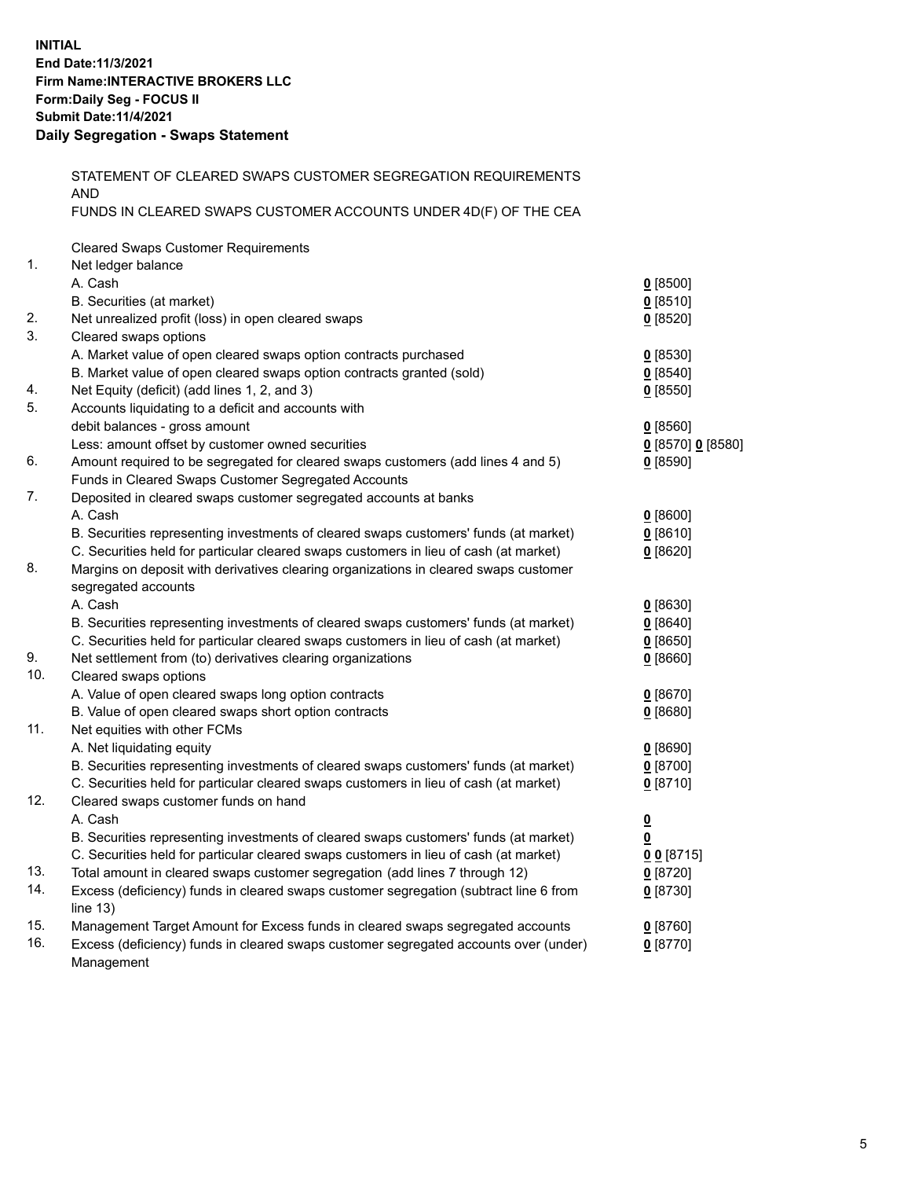**INITIAL**
**End Date:11/3/2021**
**Firm Name:INTERACTIVE BROKERS LLC**
**Form:Daily Seg - FOCUS II**
**Submit Date:11/4/2021**
**Daily Segregation - Swaps Statement**

STATEMENT OF CLEARED SWAPS CUSTOMER SEGREGATION REQUIREMENTS AND FUNDS IN CLEARED SWAPS CUSTOMER ACCOUNTS UNDER 4D(F) OF THE CEA

| | | |
|---|---|---|
| | Cleared Swaps Customer Requirements | |
| 1. | Net ledger balance | |
| | A. Cash | 0 [8500] |
| | B. Securities (at market) | 0 [8510] |
| 2. | Net unrealized profit (loss) in open cleared swaps | 0 [8520] |
| 3. | Cleared swaps options | |
| | A. Market value of open cleared swaps option contracts purchased | 0 [8530] |
| | B. Market value of open cleared swaps option contracts granted (sold) | 0 [8540] |
| 4. | Net Equity (deficit) (add lines 1, 2, and 3) | 0 [8550] |
| 5. | Accounts liquidating to a deficit and accounts with debit balances - gross amount | 0 [8560] |
| | Less: amount offset by customer owned securities | 0 [8570] 0 [8580] |
| 6. | Amount required to be segregated for cleared swaps customers (add lines 4 and 5) | 0 [8590] |
| | Funds in Cleared Swaps Customer Segregated Accounts | |
| 7. | Deposited in cleared swaps customer segregated accounts at banks | |
| | A. Cash | 0 [8600] |
| | B. Securities representing investments of cleared swaps customers' funds (at market) | 0 [8610] |
| | C. Securities held for particular cleared swaps customers in lieu of cash (at market) | 0 [8620] |
| 8. | Margins on deposit with derivatives clearing organizations in cleared swaps customer segregated accounts | |
| | A. Cash | 0 [8630] |
| | B. Securities representing investments of cleared swaps customers' funds (at market) | 0 [8640] |
| | C. Securities held for particular cleared swaps customers in lieu of cash (at market) | 0 [8650] |
| 9. | Net settlement from (to) derivatives clearing organizations | 0 [8660] |
| 10. | Cleared swaps options | |
| | A. Value of open cleared swaps long option contracts | 0 [8670] |
| | B. Value of open cleared swaps short option contracts | 0 [8680] |
| 11. | Net equities with other FCMs | |
| | A. Net liquidating equity | 0 [8690] |
| | B. Securities representing investments of cleared swaps customers' funds (at market) | 0 [8700] |
| | C. Securities held for particular cleared swaps customers in lieu of cash (at market) | 0 [8710] |
| 12. | Cleared swaps customer funds on hand | |
| | A. Cash | 0 |
| | B. Securities representing investments of cleared swaps customers' funds (at market) | 0 |
| | C. Securities held for particular cleared swaps customers in lieu of cash (at market) | 0 0 [8715] |
| 13. | Total amount in cleared swaps customer segregation (add lines 7 through 12) | 0 [8720] |
| 14. | Excess (deficiency) funds in cleared swaps customer segregation (subtract line 6 from line 13) | 0 [8730] |
| 15. | Management Target Amount for Excess funds in cleared swaps segregated accounts | 0 [8760] |
| 16. | Excess (deficiency) funds in cleared swaps customer segregated accounts over (under) Management | 0 [8770] |